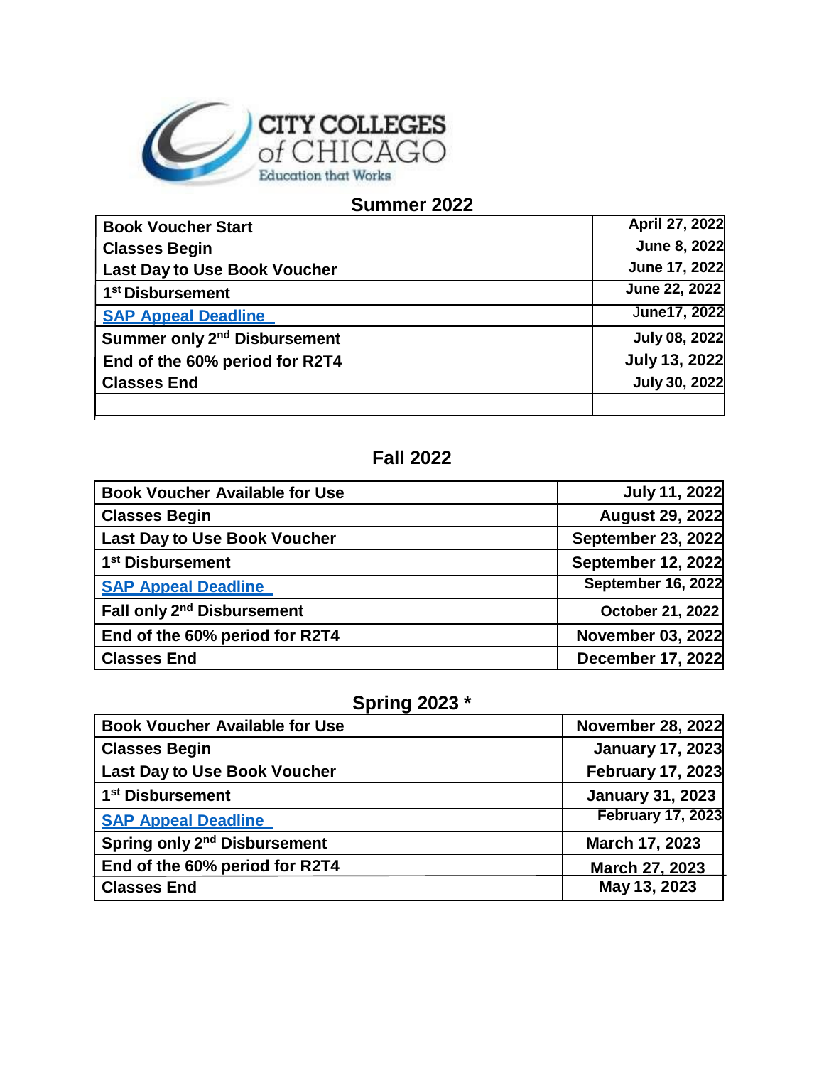CITY COLLEGES of CHICAGO
Education that Works

## Summer 2022

| | |
|---|---|
| Book Voucher Start | April 27, 2022 |
| Classes Begin | June 8, 2022 |
| Last Day to Use Book Voucher | June 17, 2022 |
| 1st Disbursement | June 22, 2022 |
| SAP Appeal Deadline | June17, 2022 |
| Summer only 2nd Disbursement | July 08, 2022 |
| End of the 60% period for R2T4 | July 13, 2022 |
| Classes End | July 30, 2022 |
| | |

## Fall 2022

| | |
|---|---|
| Book Voucher Available for Use | July 11, 2022 |
| Classes Begin | August 29, 2022 |
| Last Day to Use Book Voucher | September 23, 2022 |
| 1st Disbursement | September 12, 2022 |
| SAP Appeal Deadline | September 16, 2022 |
| Fall only 2nd Disbursement | October 21, 2022 |
| End of the 60% period for R2T4 | November 03, 2022 |
| Classes End | December 17, 2022 |

## Spring 2023 *

| | |
|---|---|
| Book Voucher Available for Use | November 28, 2022 |
| Classes Begin | January 17, 2023 |
| Last Day to Use Book Voucher | February 17, 2023 |
| 1st Disbursement | January 31, 2023 |
| SAP Appeal Deadline | February 17, 2023 |
| Spring only 2nd Disbursement | March 17, 2023 |
| End of the 60% period for R2T4 | March 27, 2023 |
| Classes End | May 13, 2023 |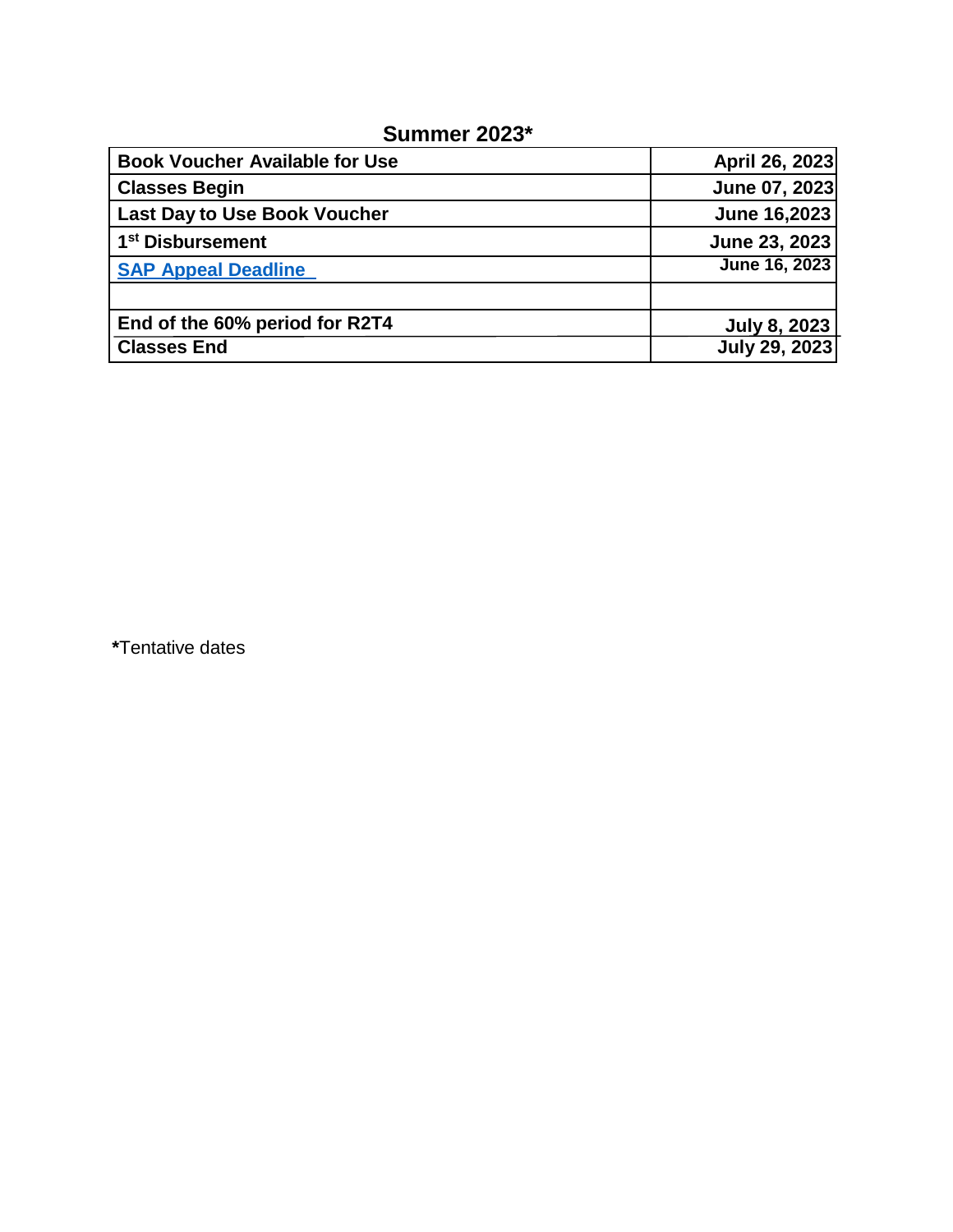## Summer 2023*

| | |
|---|---|
| **Book Voucher Available for Use** | **April 26, 2023** |
| **Classes Begin** | **June 07, 2023** |
| **Last Day to Use Book Voucher** | **June 16,2023** |
| **1st Disbursement** | **June 23, 2023** |
| **SAP Appeal Deadline** | **June 16, 2023** |
| | |
| **End of the 60% period for R2T4** | **July 8, 2023** |
| **Classes End** | **July 29, 2023** |

**\***Tentative dates